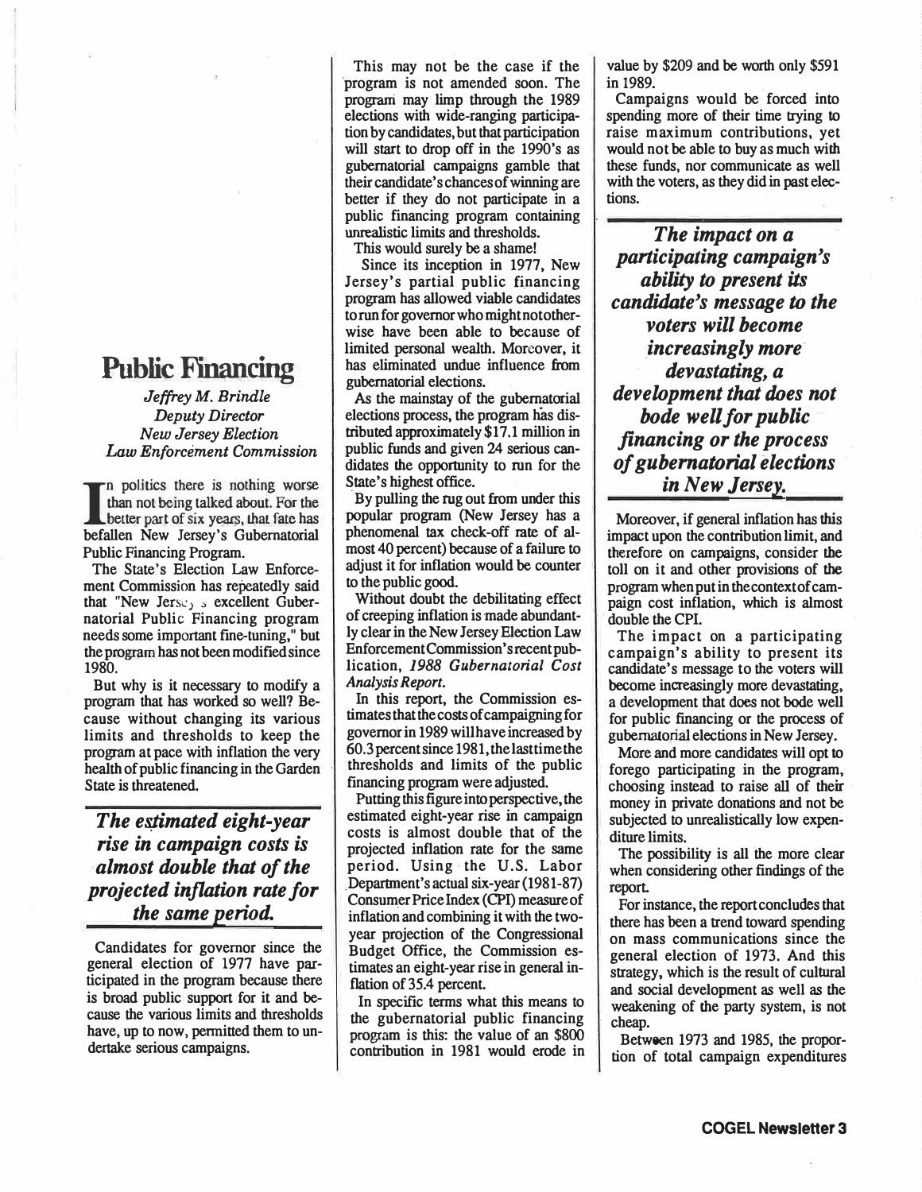# Public Financing

*Jeffrey M. Brindle*
*Deputy Director*
*New Jersey Election Law Enforcement Commission*

In politics there is nothing worse than not being talked about. For the better part of six years, that fate has befallen New Jersey's Gubernatorial Public Financing Program.

The State's Election Law Enforcement Commission has repeatedly said that "New Jersey's excellent Gubernatorial Public Financing program needs some important fine-tuning," but the program has not been modified since 1980.

But why is it necessary to modify a program that has worked so well? Because without changing its various limits and thresholds to keep the program at pace with inflation the very health of public financing in the Garden State is threatened.

> ***The estimated eight-year rise in campaign costs is almost double that of the projected inflation rate for the same period.***

Candidates for governor since the general election of 1977 have participated in the program because there is broad public support for it and because the various limits and thresholds have, up to now, permitted them to undertake serious campaigns.

This may not be the case if the program is not amended soon. The program may limp through the 1989 elections with wide-ranging participation by candidates, but that participation will start to drop off in the 1990's as gubernatorial campaigns gamble that their candidate's chances of winning are better if they do not participate in a public financing program containing unrealistic limits and thresholds.

This would surely be a shame!

Since its inception in 1977, New Jersey's partial public financing program has allowed viable candidates to run for governor who might not otherwise have been able to because of limited personal wealth. Moreover, it has eliminated undue influence from gubernatorial elections.

As the mainstay of the gubernatorial elections process, the program has distributed approximately $17.1 million in public funds and given 24 serious candidates the opportunity to run for the State's highest office.

By pulling the rug out from under this popular program (New Jersey has a phenomenal tax check-off rate of almost 40 percent) because of a failure to adjust it for inflation would be counter to the public good.

Without doubt the debilitating effect of creeping inflation is made abundantly clear in the New Jersey Election Law Enforcement Commission's recent publication, *1988 Gubernatorial Cost Analysis Report*.

In this report, the Commission estimates that the costs of campaigning for governor in 1989 will have increased by 60.3 percent since 1981, the last time the thresholds and limits of the public financing program were adjusted.

Putting this figure into perspective, the estimated eight-year rise in campaign costs is almost double that of the projected inflation rate for the same period. Using the U.S. Labor Department's actual six-year (1981-87) Consumer Price Index (CPI) measure of inflation and combining it with the two-year projection of the Congressional Budget Office, the Commission estimates an eight-year rise in general inflation of 35.4 percent.

In specific terms what this means to the gubernatorial public financing program is this: the value of an $800 contribution in 1981 would erode in value by $209 and be worth only $591 in 1989.

Campaigns would be forced into spending more of their time trying to raise maximum contributions, yet would not be able to buy as much with these funds, nor communicate as well with the voters, as they did in past elections.

> ***The impact on a participating campaign's ability to present its candidate's message to the voters will become increasingly more devastating, a development that does not bode well for public financing or the process of gubernatorial elections in New Jersey.***

Moreover, if general inflation has this impact upon the contribution limit, and therefore on campaigns, consider the toll on it and other provisions of the program when put in the context of campaign cost inflation, which is almost double the CPI.

The impact on a participating campaign's ability to present its candidate's message to the voters will become increasingly more devastating, a development that does not bode well for public financing or the process of gubernatorial elections in New Jersey.

More and more candidates will opt to forego participating in the program, choosing instead to raise all of their money in private donations and not be subjected to unrealistically low expenditure limits.

The possibility is all the more clear when considering other findings of the report.

For instance, the report concludes that there has been a trend toward spending on mass communications since the general election of 1973. And this strategy, which is the result of cultural and social development as well as the weakening of the party system, is not cheap.

Between 1973 and 1985, the proportion of total campaign expenditures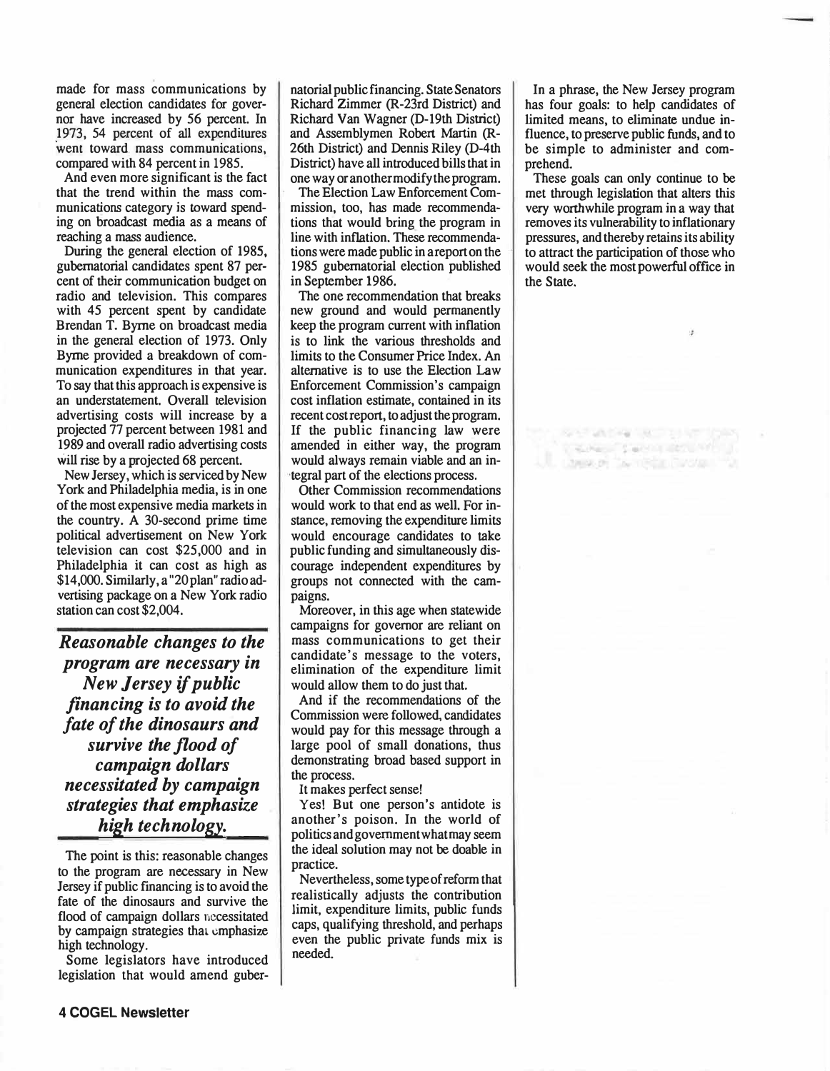made for mass communications by general election candidates for governor have increased by 56 percent. In 1973, 54 percent of all expenditures went toward mass communications, compared with 84 percent in 1985.

And even more significant is the fact that the trend within the mass communications category is toward spending on broadcast media as a means of reaching a mass audience.

During the general election of 1985, gubernatorial candidates spent 87 percent of their communication budget on radio and television. This compares with 45 percent spent by candidate Brendan T. Byrne on broadcast media in the general election of 1973. Only Byrne provided a breakdown of communication expenditures in that year. To say that this approach is expensive is an understatement. Overall television advertising costs will increase by a projected 77 percent between 1981 and 1989 and overall radio advertising costs will rise by a projected 68 percent.

New Jersey, which is serviced by New York and Philadelphia media, is in one of the most expensive media markets in the country. A 30-second prime time political advertisement on New York television can cost $25,000 and in Philadelphia it can cost as high as $14,000. Similarly, a "20 plan" radio advertising package on a New York radio station can cost $2,004.

***Reasonable changes to the program are necessary in New Jersey if public financing is to avoid the fate of the dinosaurs and survive the flood of campaign dollars necessitated by campaign strategies that emphasize high technology.***

The point is this: reasonable changes to the program are necessary in New Jersey if public financing is to avoid the fate of the dinosaurs and survive the flood of campaign dollars necessitated by campaign strategies that emphasize high technology.

Some legislators have introduced legislation that would amend gubernatorial public financing. State Senators Richard Zimmer (R-23rd District) and Richard Van Wagner (D-19th District) and Assemblymen Robert Martin (R-26th District) and Dennis Riley (D-4th District) have all introduced bills that in one way or another modify the program.

The Election Law Enforcement Commission, too, has made recommendations that would bring the program in line with inflation. These recommendations were made public in a report on the 1985 gubernatorial election published in September 1986.

The one recommendation that breaks new ground and would permanently keep the program current with inflation is to link the various thresholds and limits to the Consumer Price Index. An alternative is to use the Election Law Enforcement Commission's campaign cost inflation estimate, contained in its recent cost report, to adjust the program. If the public financing law were amended in either way, the program would always remain viable and an integral part of the elections process.

Other Commission recommendations would work to that end as well. For instance, removing the expenditure limits would encourage candidates to take public funding and simultaneously discourage independent expenditures by groups not connected with the campaigns.

Moreover, in this age when statewide campaigns for governor are reliant on mass communications to get their candidate's message to the voters, elimination of the expenditure limit would allow them to do just that.

And if the recommendations of the Commission were followed, candidates would pay for this message through a large pool of small donations, thus demonstrating broad based support in the process.

It makes perfect sense!

Yes! But one person's antidote is another's poison. In the world of politics and government what may seem the ideal solution may not be doable in practice.

Nevertheless, some type of reform that realistically adjusts the contribution limit, expenditure limits, public funds caps, qualifying threshold, and perhaps even the public private funds mix is needed.

In a phrase, the New Jersey program has four goals: to help candidates of limited means, to eliminate undue influence, to preserve public funds, and to be simple to administer and comprehend.

These goals can only continue to be met through legislation that alters this very worthwhile program in a way that removes its vulnerability to inflationary pressures, and thereby retains its ability to attract the participation of those who would seek the most powerful office in the State.